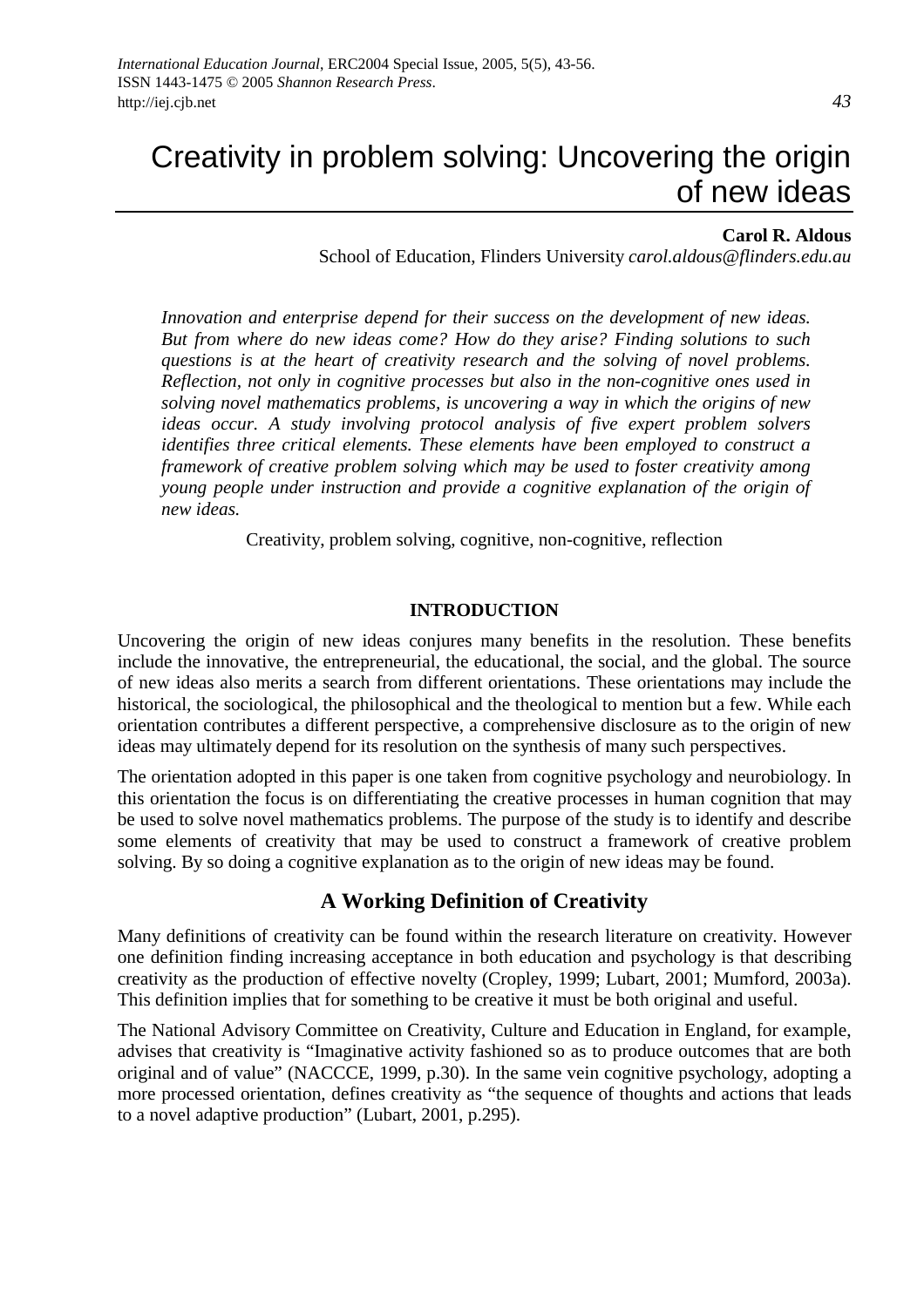# Creativity in problem solving: Uncovering the origin of new ideas

**Carol R. Aldous**

School of Education, Flinders University *carol.aldous@flinders.edu.au*

*Innovation and enterprise depend for their success on the development of new ideas. But from where do new ideas come? How do they arise? Finding solutions to such questions is at the heart of creativity research and the solving of novel problems. Reflection, not only in cognitive processes but also in the non-cognitive ones used in solving novel mathematics problems, is uncovering a way in which the origins of new ideas occur. A study involving protocol analysis of five expert problem solvers identifies three critical elements. These elements have been employed to construct a framework of creative problem solving which may be used to foster creativity among young people under instruction and provide a cognitive explanation of the origin of new ideas.*

Creativity, problem solving, cognitive, non-cognitive, reflection

## INTRODUCTION

Uncovering the origin of new ideas conjures many benefits in the resolution. These benefits include the innovative, the entrepreneurial, the educational, the social, and the global. The source of new ideas also merits a search from different orientations. These orientations may include the historical, the sociological, the philosophical and the theological to mention but a few. While each orientation contributes a different perspective, a comprehensive disclosure as to the origin of new ideas may ultimately depend for its resolution on the synthesis of many such perspectives.

The orientation adopted in this paper is one taken from cognitive psychology and neurobiology. In this orientation the focus is on differentiating the creative processes in human cognition that may be used to solve novel mathematics problems. The purpose of the study is to identify and describe some elements of creativity that may be used to construct a framework of creative problem solving. By so doing a cognitive explanation as to the origin of new ideas may be found.

### A Working Definition of Creativity

Many definitions of creativity can be found within the research literature on creativity. However one definition finding increasing acceptance in both education and psychology is that describing creativity as the production of effective novelty (Cropley, 1999; Lubart, 2001; Mumford, 2003a). This definition implies that for something to be creative it must be both original and useful.

The National Advisory Committee on Creativity, Culture and Education in England, for example, advises that creativity is "Imaginative activity fashioned so as to produce outcomes that are both original and of value" (NACCCE, 1999, p.30). In the same vein cognitive psychology, adopting a more processed orientation, defines creativity as "the sequence of thoughts and actions that leads to a novel adaptive production" (Lubart, 2001, p.295).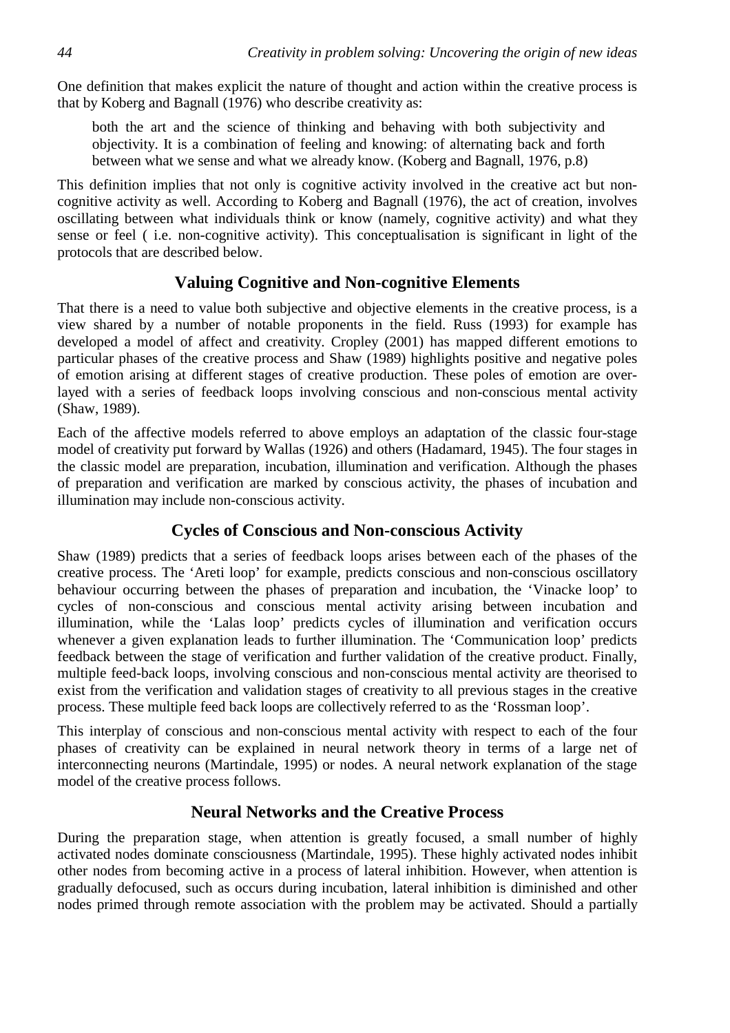One definition that makes explicit the nature of thought and action within the creative process is that by Koberg and Bagnall (1976) who describe creativity as:

> both the art and the science of thinking and behaving with both subjectivity and objectivity. It is a combination of feeling and knowing: of alternating back and forth between what we sense and what we already know. (Koberg and Bagnall, 1976, p.8)

This definition implies that not only is cognitive activity involved in the creative act but non-cognitive activity as well. According to Koberg and Bagnall (1976), the act of creation, involves oscillating between what individuals think or know (namely, cognitive activity) and what they sense or feel ( i.e. non-cognitive activity). This conceptualisation is significant in light of the protocols that are described below.

## Valuing Cognitive and Non-cognitive Elements

That there is a need to value both subjective and objective elements in the creative process, is a view shared by a number of notable proponents in the field. Russ (1993) for example has developed a model of affect and creativity. Cropley (2001) has mapped different emotions to particular phases of the creative process and Shaw (1989) highlights positive and negative poles of emotion arising at different stages of creative production. These poles of emotion are over-layed with a series of feedback loops involving conscious and non-conscious mental activity (Shaw, 1989).

Each of the affective models referred to above employs an adaptation of the classic four-stage model of creativity put forward by Wallas (1926) and others (Hadamard, 1945). The four stages in the classic model are preparation, incubation, illumination and verification. Although the phases of preparation and verification are marked by conscious activity, the phases of incubation and illumination may include non-conscious activity.

## Cycles of Conscious and Non-conscious Activity

Shaw (1989) predicts that a series of feedback loops arises between each of the phases of the creative process. The 'Areti loop' for example, predicts conscious and non-conscious oscillatory behaviour occurring between the phases of preparation and incubation, the 'Vinacke loop' to cycles of non-conscious and conscious mental activity arising between incubation and illumination, while the 'Lalas loop' predicts cycles of illumination and verification occurs whenever a given explanation leads to further illumination. The 'Communication loop' predicts feedback between the stage of verification and further validation of the creative product. Finally, multiple feed-back loops, involving conscious and non-conscious mental activity are theorised to exist from the verification and validation stages of creativity to all previous stages in the creative process. These multiple feed back loops are collectively referred to as the 'Rossman loop'.

This interplay of conscious and non-conscious mental activity with respect to each of the four phases of creativity can be explained in neural network theory in terms of a large net of interconnecting neurons (Martindale, 1995) or nodes. A neural network explanation of the stage model of the creative process follows.

## Neural Networks and the Creative Process

During the preparation stage, when attention is greatly focused, a small number of highly activated nodes dominate consciousness (Martindale, 1995). These highly activated nodes inhibit other nodes from becoming active in a process of lateral inhibition. However, when attention is gradually defocused, such as occurs during incubation, lateral inhibition is diminished and other nodes primed through remote association with the problem may be activated. Should a partially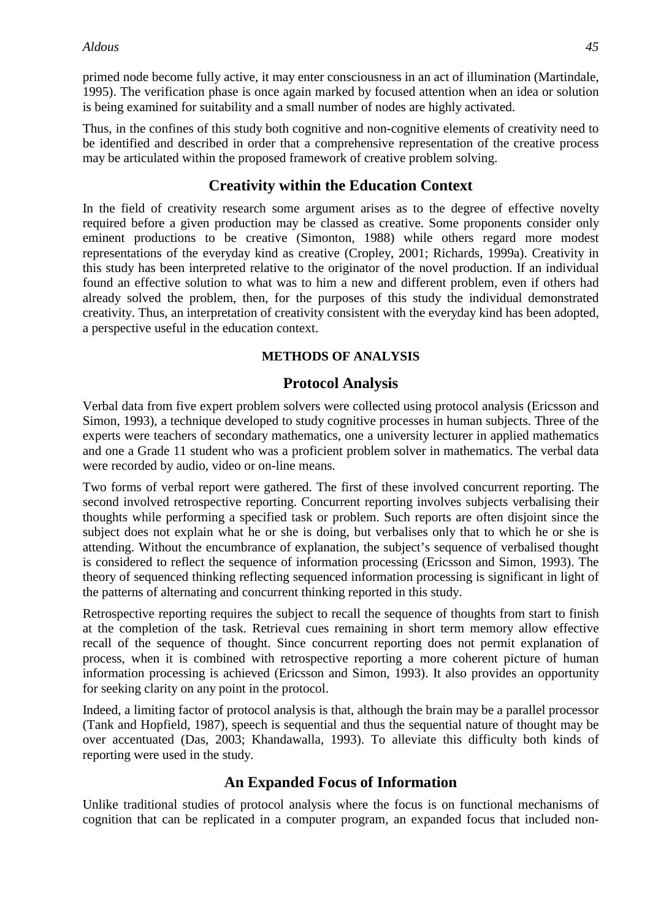primed node become fully active, it may enter consciousness in an act of illumination (Martindale, 1995). The verification phase is once again marked by focused attention when an idea or solution is being examined for suitability and a small number of nodes are highly activated.

Thus, in the confines of this study both cognitive and non-cognitive elements of creativity need to be identified and described in order that a comprehensive representation of the creative process may be articulated within the proposed framework of creative problem solving.

## Creativity within the Education Context

In the field of creativity research some argument arises as to the degree of effective novelty required before a given production may be classed as creative. Some proponents consider only eminent productions to be creative (Simonton, 1988) while others regard more modest representations of the everyday kind as creative (Cropley, 2001; Richards, 1999a). Creativity in this study has been interpreted relative to the originator of the novel production. If an individual found an effective solution to what was to him a new and different problem, even if others had already solved the problem, then, for the purposes of this study the individual demonstrated creativity. Thus, an interpretation of creativity consistent with the everyday kind has been adopted, a perspective useful in the education context.

# METHODS OF ANALYSIS

## Protocol Analysis

Verbal data from five expert problem solvers were collected using protocol analysis (Ericsson and Simon, 1993), a technique developed to study cognitive processes in human subjects. Three of the experts were teachers of secondary mathematics, one a university lecturer in applied mathematics and one a Grade 11 student who was a proficient problem solver in mathematics. The verbal data were recorded by audio, video or on-line means.

Two forms of verbal report were gathered. The first of these involved concurrent reporting. The second involved retrospective reporting. Concurrent reporting involves subjects verbalising their thoughts while performing a specified task or problem. Such reports are often disjoint since the subject does not explain what he or she is doing, but verbalises only that to which he or she is attending. Without the encumbrance of explanation, the subject's sequence of verbalised thought is considered to reflect the sequence of information processing (Ericsson and Simon, 1993). The theory of sequenced thinking reflecting sequenced information processing is significant in light of the patterns of alternating and concurrent thinking reported in this study.

Retrospective reporting requires the subject to recall the sequence of thoughts from start to finish at the completion of the task. Retrieval cues remaining in short term memory allow effective recall of the sequence of thought. Since concurrent reporting does not permit explanation of process, when it is combined with retrospective reporting a more coherent picture of human information processing is achieved (Ericsson and Simon, 1993). It also provides an opportunity for seeking clarity on any point in the protocol.

Indeed, a limiting factor of protocol analysis is that, although the brain may be a parallel processor (Tank and Hopfield, 1987), speech is sequential and thus the sequential nature of thought may be over accentuated (Das, 2003; Khandawalla, 1993). To alleviate this difficulty both kinds of reporting were used in the study.

## An Expanded Focus of Information

Unlike traditional studies of protocol analysis where the focus is on functional mechanisms of cognition that can be replicated in a computer program, an expanded focus that included non-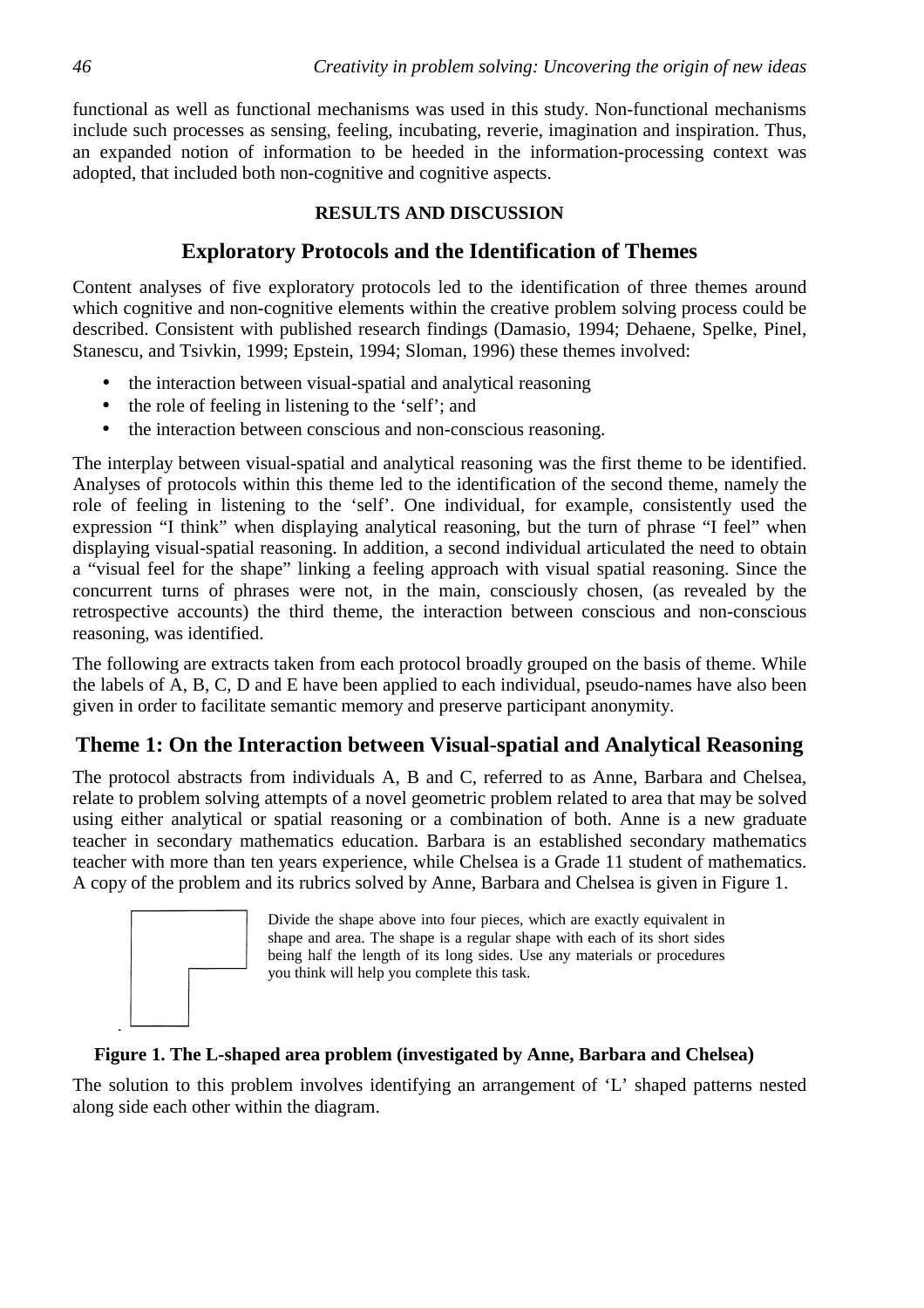functional as well as functional mechanisms was used in this study. Non-functional mechanisms include such processes as sensing, feeling, incubating, reverie, imagination and inspiration. Thus, an expanded notion of information to be heeded in the information-processing context was adopted, that included both non-cognitive and cognitive aspects.

## RESULTS AND DISCUSSION

### Exploratory Protocols and the Identification of Themes

Content analyses of five exploratory protocols led to the identification of three themes around which cognitive and non-cognitive elements within the creative problem solving process could be described. Consistent with published research findings (Damasio, 1994; Dehaene, Spelke, Pinel, Stanescu, and Tsivkin, 1999; Epstein, 1994; Sloman, 1996) these themes involved:

- the interaction between visual-spatial and analytical reasoning
- the role of feeling in listening to the 'self'; and
- the interaction between conscious and non-conscious reasoning.

The interplay between visual-spatial and analytical reasoning was the first theme to be identified. Analyses of protocols within this theme led to the identification of the second theme, namely the role of feeling in listening to the 'self'. One individual, for example, consistently used the expression "I think" when displaying analytical reasoning, but the turn of phrase "I feel" when displaying visual-spatial reasoning. In addition, a second individual articulated the need to obtain a "visual feel for the shape" linking a feeling approach with visual spatial reasoning. Since the concurrent turns of phrases were not, in the main, consciously chosen, (as revealed by the retrospective accounts) the third theme, the interaction between conscious and non-conscious reasoning, was identified.

The following are extracts taken from each protocol broadly grouped on the basis of theme. While the labels of A, B, C, D and E have been applied to each individual, pseudo-names have also been given in order to facilitate semantic memory and preserve participant anonymity.

### Theme 1: On the Interaction between Visual-spatial and Analytical Reasoning

The protocol abstracts from individuals A, B and C, referred to as Anne, Barbara and Chelsea, relate to problem solving attempts of a novel geometric problem related to area that may be solved using either analytical or spatial reasoning or a combination of both. Anne is a new graduate teacher in secondary mathematics education. Barbara is an established secondary mathematics teacher with more than ten years experience, while Chelsea is a Grade 11 student of mathematics. A copy of the problem and its rubrics solved by Anne, Barbara and Chelsea is given in Figure 1.

Divide the shape above into four pieces, which are exactly equivalent in shape and area. The shape is a regular shape with each of its short sides being half the length of its long sides. Use any materials or procedures you think will help you complete this task.

**Figure 1. The L-shaped area problem (investigated by Anne, Barbara and Chelsea)**

The solution to this problem involves identifying an arrangement of 'L' shaped patterns nested along side each other within the diagram.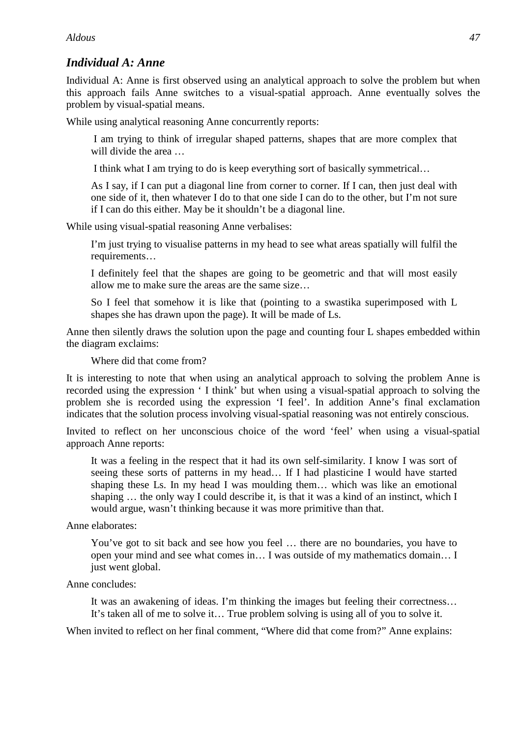### *Individual A: Anne*

Individual A: Anne is first observed using an analytical approach to solve the problem but when this approach fails Anne switches to a visual-spatial approach. Anne eventually solves the problem by visual-spatial means.

While using analytical reasoning Anne concurrently reports:

> I am trying to think of irregular shaped patterns, shapes that are more complex that will divide the area …
>
> I think what I am trying to do is keep everything sort of basically symmetrical…
>
> As I say, if I can put a diagonal line from corner to corner. If I can, then just deal with one side of it, then whatever I do to that one side I can do to the other, but I'm not sure if I can do this either. May be it shouldn't be a diagonal line.

While using visual-spatial reasoning Anne verbalises:

> I'm just trying to visualise patterns in my head to see what areas spatially will fulfil the requirements…
>
> I definitely feel that the shapes are going to be geometric and that will most easily allow me to make sure the areas are the same size…
>
> So I feel that somehow it is like that (pointing to a swastika superimposed with L shapes she has drawn upon the page). It will be made of Ls.

Anne then silently draws the solution upon the page and counting four L shapes embedded within the diagram exclaims:

> Where did that come from?

It is interesting to note that when using an analytical approach to solving the problem Anne is recorded using the expression ' I think' but when using a visual-spatial approach to solving the problem she is recorded using the expression 'I feel'. In addition Anne's final exclamation indicates that the solution process involving visual-spatial reasoning was not entirely conscious.

Invited to reflect on her unconscious choice of the word 'feel' when using a visual-spatial approach Anne reports:

> It was a feeling in the respect that it had its own self-similarity. I know I was sort of seeing these sorts of patterns in my head… If I had plasticine I would have started shaping these Ls. In my head I was moulding them… which was like an emotional shaping … the only way I could describe it, is that it was a kind of an instinct, which I would argue, wasn't thinking because it was more primitive than that.

Anne elaborates:

> You've got to sit back and see how you feel … there are no boundaries, you have to open your mind and see what comes in… I was outside of my mathematics domain… I just went global.

Anne concludes:

> It was an awakening of ideas. I'm thinking the images but feeling their correctness… It's taken all of me to solve it… True problem solving is using all of you to solve it.

When invited to reflect on her final comment, "Where did that come from?" Anne explains: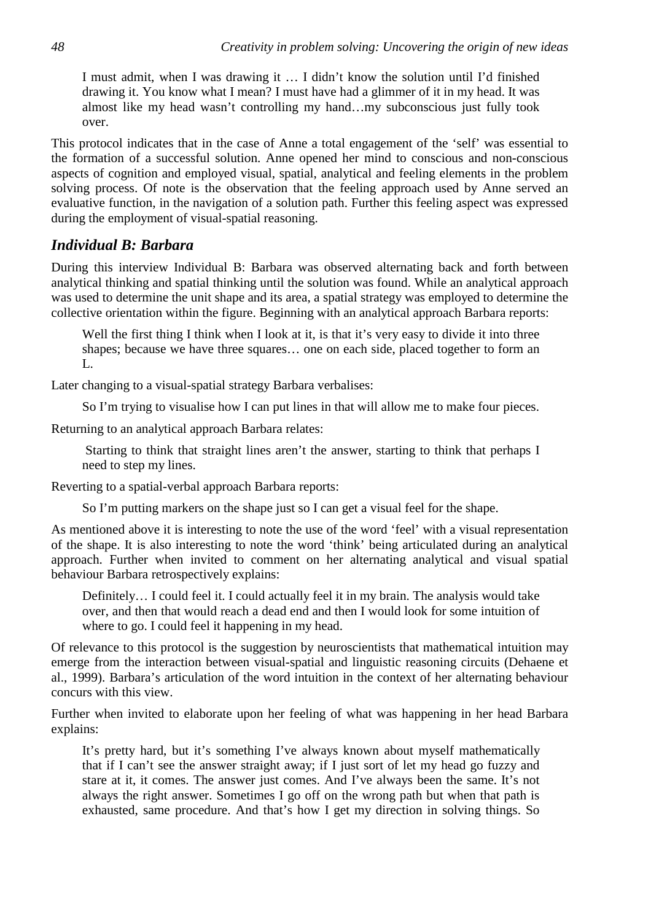> I must admit, when I was drawing it … I didn't know the solution until I'd finished drawing it. You know what I mean? I must have had a glimmer of it in my head. It was almost like my head wasn't controlling my hand…my subconscious just fully took over.

This protocol indicates that in the case of Anne a total engagement of the 'self' was essential to the formation of a successful solution. Anne opened her mind to conscious and non-conscious aspects of cognition and employed visual, spatial, analytical and feeling elements in the problem solving process. Of note is the observation that the feeling approach used by Anne served an evaluative function, in the navigation of a solution path. Further this feeling aspect was expressed during the employment of visual-spatial reasoning.

### *Individual B: Barbara*

During this interview Individual B: Barbara was observed alternating back and forth between analytical thinking and spatial thinking until the solution was found. While an analytical approach was used to determine the unit shape and its area, a spatial strategy was employed to determine the collective orientation within the figure. Beginning with an analytical approach Barbara reports:

> Well the first thing I think when I look at it, is that it's very easy to divide it into three shapes; because we have three squares… one on each side, placed together to form an L.

Later changing to a visual-spatial strategy Barbara verbalises:

> So I'm trying to visualise how I can put lines in that will allow me to make four pieces.

Returning to an analytical approach Barbara relates:

> Starting to think that straight lines aren't the answer, starting to think that perhaps I need to step my lines.

Reverting to a spatial-verbal approach Barbara reports:

> So I'm putting markers on the shape just so I can get a visual feel for the shape.

As mentioned above it is interesting to note the use of the word 'feel' with a visual representation of the shape. It is also interesting to note the word 'think' being articulated during an analytical approach. Further when invited to comment on her alternating analytical and visual spatial behaviour Barbara retrospectively explains:

> Definitely… I could feel it. I could actually feel it in my brain. The analysis would take over, and then that would reach a dead end and then I would look for some intuition of where to go. I could feel it happening in my head.

Of relevance to this protocol is the suggestion by neuroscientists that mathematical intuition may emerge from the interaction between visual-spatial and linguistic reasoning circuits (Dehaene et al., 1999). Barbara's articulation of the word intuition in the context of her alternating behaviour concurs with this view.

Further when invited to elaborate upon her feeling of what was happening in her head Barbara explains:

> It's pretty hard, but it's something I've always known about myself mathematically that if I can't see the answer straight away; if I just sort of let my head go fuzzy and stare at it, it comes. The answer just comes. And I've always been the same. It's not always the right answer. Sometimes I go off on the wrong path but when that path is exhausted, same procedure. And that's how I get my direction in solving things. So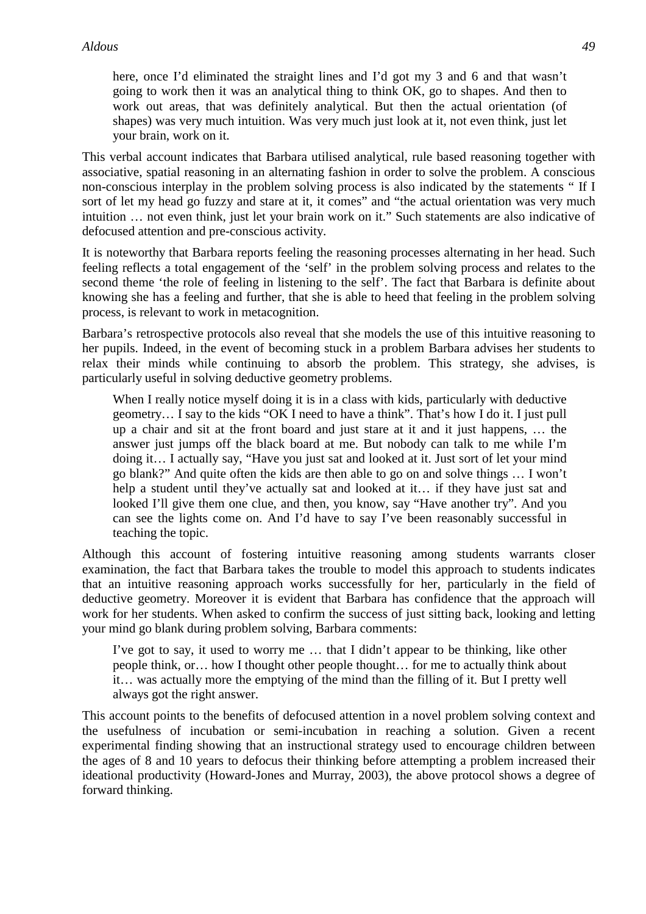> here, once I'd eliminated the straight lines and I'd got my 3 and 6 and that wasn't going to work then it was an analytical thing to think OK, go to shapes. And then to work out areas, that was definitely analytical. But then the actual orientation (of shapes) was very much intuition. Was very much just look at it, not even think, just let your brain, work on it.

This verbal account indicates that Barbara utilised analytical, rule based reasoning together with associative, spatial reasoning in an alternating fashion in order to solve the problem. A conscious non-conscious interplay in the problem solving process is also indicated by the statements " If I sort of let my head go fuzzy and stare at it, it comes" and "the actual orientation was very much intuition … not even think, just let your brain work on it." Such statements are also indicative of defocused attention and pre-conscious activity.

It is noteworthy that Barbara reports feeling the reasoning processes alternating in her head. Such feeling reflects a total engagement of the 'self' in the problem solving process and relates to the second theme 'the role of feeling in listening to the self'. The fact that Barbara is definite about knowing she has a feeling and further, that she is able to heed that feeling in the problem solving process, is relevant to work in metacognition.

Barbara's retrospective protocols also reveal that she models the use of this intuitive reasoning to her pupils. Indeed, in the event of becoming stuck in a problem Barbara advises her students to relax their minds while continuing to absorb the problem. This strategy, she advises, is particularly useful in solving deductive geometry problems.

> When I really notice myself doing it is in a class with kids, particularly with deductive geometry… I say to the kids "OK I need to have a think". That's how I do it. I just pull up a chair and sit at the front board and just stare at it and it just happens, … the answer just jumps off the black board at me. But nobody can talk to me while I'm doing it… I actually say, "Have you just sat and looked at it. Just sort of let your mind go blank?" And quite often the kids are then able to go on and solve things … I won't help a student until they've actually sat and looked at it… if they have just sat and looked I'll give them one clue, and then, you know, say "Have another try". And you can see the lights come on. And I'd have to say I've been reasonably successful in teaching the topic.

Although this account of fostering intuitive reasoning among students warrants closer examination, the fact that Barbara takes the trouble to model this approach to students indicates that an intuitive reasoning approach works successfully for her, particularly in the field of deductive geometry. Moreover it is evident that Barbara has confidence that the approach will work for her students. When asked to confirm the success of just sitting back, looking and letting your mind go blank during problem solving, Barbara comments:

> I've got to say, it used to worry me … that I didn't appear to be thinking, like other people think, or… how I thought other people thought… for me to actually think about it… was actually more the emptying of the mind than the filling of it. But I pretty well always got the right answer.

This account points to the benefits of defocused attention in a novel problem solving context and the usefulness of incubation or semi-incubation in reaching a solution. Given a recent experimental finding showing that an instructional strategy used to encourage children between the ages of 8 and 10 years to defocus their thinking before attempting a problem increased their ideational productivity (Howard-Jones and Murray, 2003), the above protocol shows a degree of forward thinking.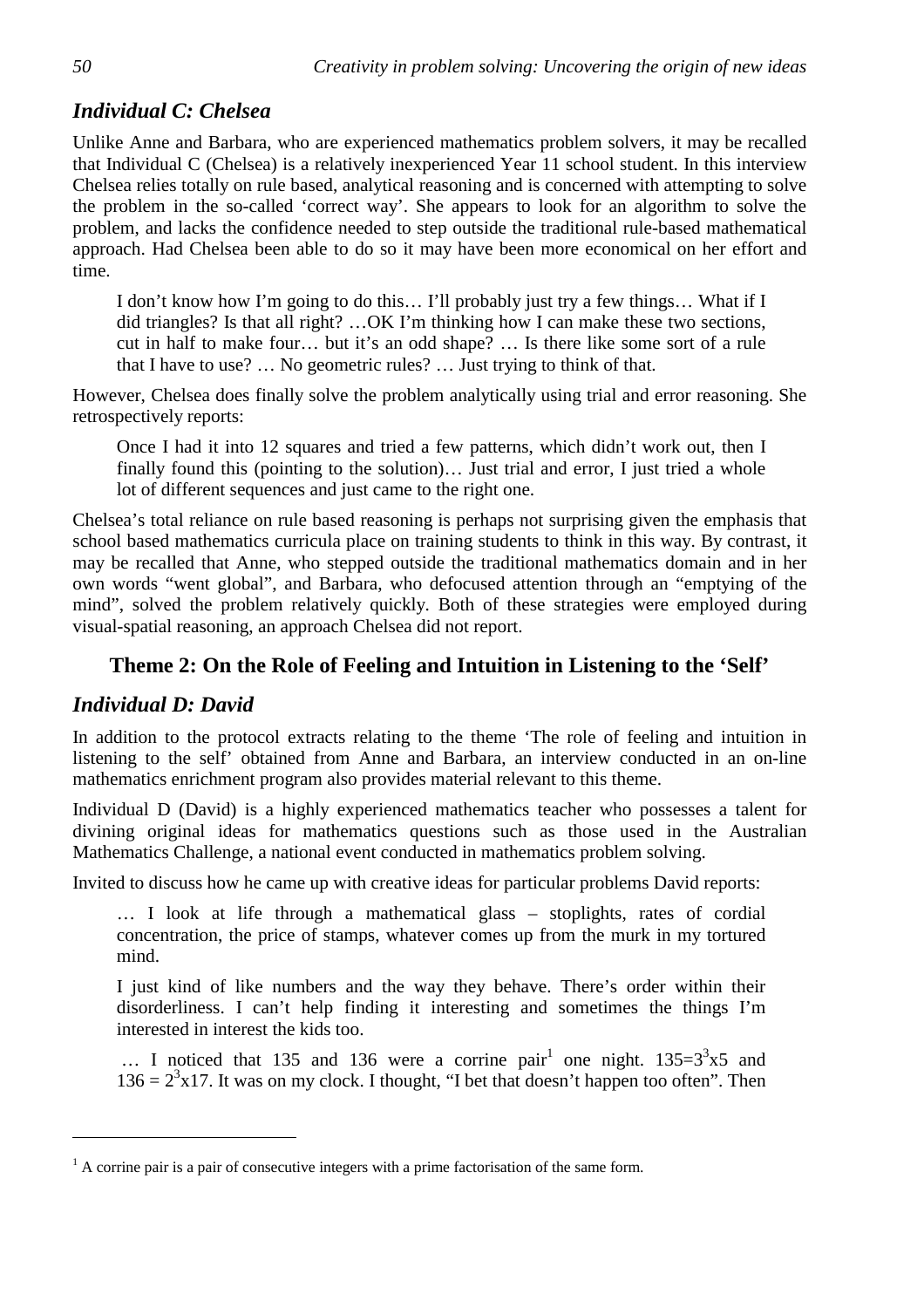### *Individual C: Chelsea*

Unlike Anne and Barbara, who are experienced mathematics problem solvers, it may be recalled that Individual C (Chelsea) is a relatively inexperienced Year 11 school student. In this interview Chelsea relies totally on rule based, analytical reasoning and is concerned with attempting to solve the problem in the so-called 'correct way'. She appears to look for an algorithm to solve the problem, and lacks the confidence needed to step outside the traditional rule-based mathematical approach. Had Chelsea been able to do so it may have been more economical on her effort and time.

> I don't know how I'm going to do this… I'll probably just try a few things… What if I did triangles? Is that all right? …OK I'm thinking how I can make these two sections, cut in half to make four… but it's an odd shape? … Is there like some sort of a rule that I have to use? … No geometric rules? … Just trying to think of that.

However, Chelsea does finally solve the problem analytically using trial and error reasoning. She retrospectively reports:

> Once I had it into 12 squares and tried a few patterns, which didn't work out, then I finally found this (pointing to the solution)… Just trial and error, I just tried a whole lot of different sequences and just came to the right one.

Chelsea's total reliance on rule based reasoning is perhaps not surprising given the emphasis that school based mathematics curricula place on training students to think in this way. By contrast, it may be recalled that Anne, who stepped outside the traditional mathematics domain and in her own words "went global", and Barbara, who defocused attention through an "emptying of the mind", solved the problem relatively quickly. Both of these strategies were employed during visual-spatial reasoning, an approach Chelsea did not report.

## Theme 2: On the Role of Feeling and Intuition in Listening to the 'Self'

### *Individual D: David*

In addition to the protocol extracts relating to the theme 'The role of feeling and intuition in listening to the self' obtained from Anne and Barbara, an interview conducted in an on-line mathematics enrichment program also provides material relevant to this theme.

Individual D (David) is a highly experienced mathematics teacher who possesses a talent for divining original ideas for mathematics questions such as those used in the Australian Mathematics Challenge, a national event conducted in mathematics problem solving.

Invited to discuss how he came up with creative ideas for particular problems David reports:

> … I look at life through a mathematical glass – stoplights, rates of cordial concentration, the price of stamps, whatever comes up from the murk in my tortured mind.
>
> I just kind of like numbers and the way they behave. There's order within their disorderliness. I can't help finding it interesting and sometimes the things I'm interested in interest the kids too.
>
> … I noticed that 135 and 136 were a corrine pair[1] one night. $135=3^3$x5 and $136 = 2^3$x17. It was on my clock. I thought, "I bet that doesn't happen too often". Then

[1] A corrine pair is a pair of consecutive integers with a prime factorisation of the same form.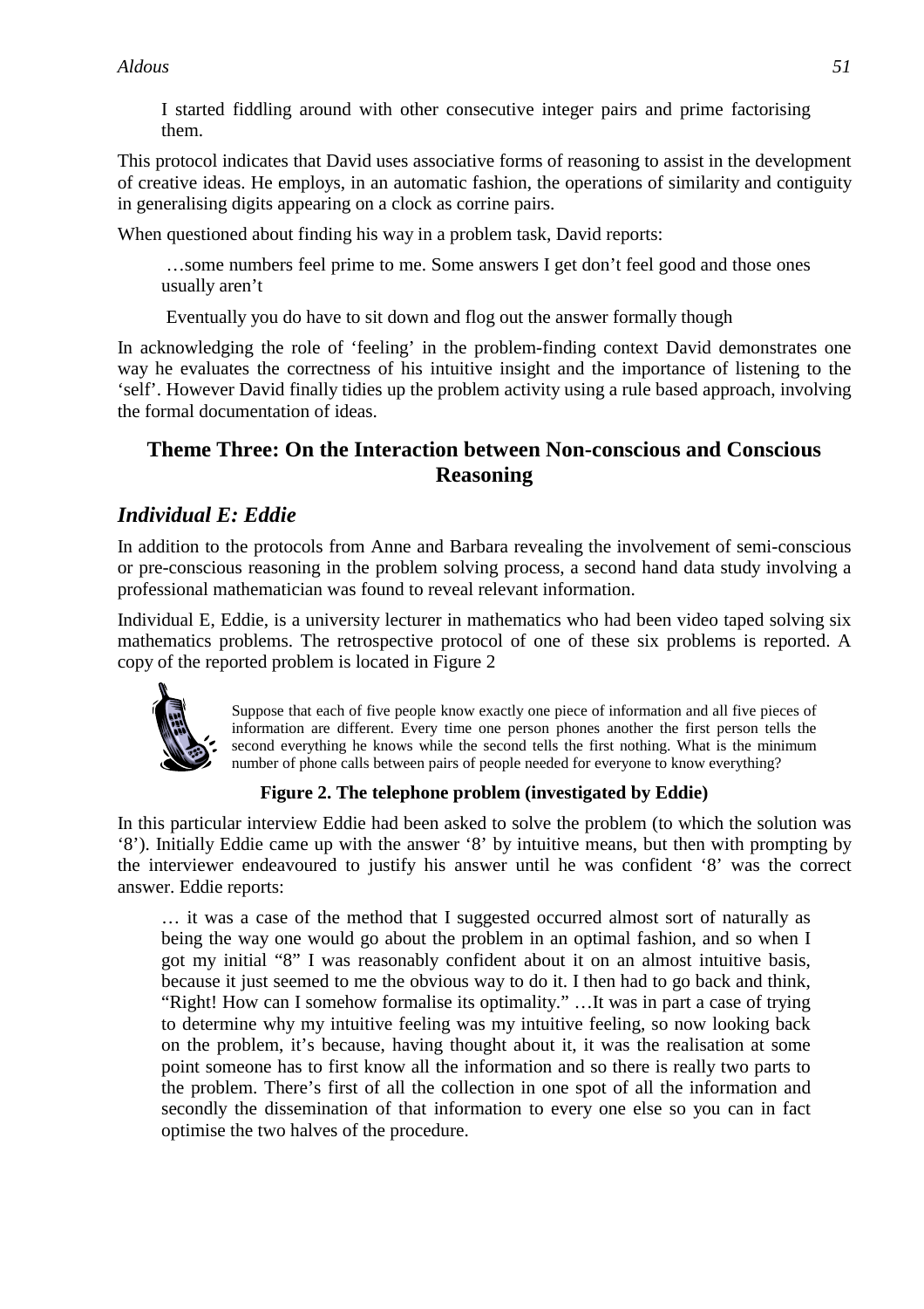> I started fiddling around with other consecutive integer pairs and prime factorising them.

This protocol indicates that David uses associative forms of reasoning to assist in the development of creative ideas. He employs, in an automatic fashion, the operations of similarity and contiguity in generalising digits appearing on a clock as corrine pairs.

When questioned about finding his way in a problem task, David reports:

> …some numbers feel prime to me. Some answers I get don't feel good and those ones usually aren't
>
> Eventually you do have to sit down and flog out the answer formally though

In acknowledging the role of 'feeling' in the problem-finding context David demonstrates one way he evaluates the correctness of his intuitive insight and the importance of listening to the 'self'. However David finally tidies up the problem activity using a rule based approach, involving the formal documentation of ideas.

## Theme Three: On the Interaction between Non-conscious and Conscious Reasoning

### *Individual E: Eddie*

In addition to the protocols from Anne and Barbara revealing the involvement of semi-conscious or pre-conscious reasoning in the problem solving process, a second hand data study involving a professional mathematician was found to reveal relevant information.

Individual E, Eddie, is a university lecturer in mathematics who had been video taped solving six mathematics problems. The retrospective protocol of one of these six problems is reported. A copy of the reported problem is located in Figure 2

> Suppose that each of five people know exactly one piece of information and all five pieces of information are different. Every time one person phones another the first person tells the second everything he knows while the second tells the first nothing. What is the minimum number of phone calls between pairs of people needed for everyone to know everything?

**Figure 2. The telephone problem (investigated by Eddie)**

In this particular interview Eddie had been asked to solve the problem (to which the solution was '8'). Initially Eddie came up with the answer '8' by intuitive means, but then with prompting by the interviewer endeavoured to justify his answer until he was confident '8' was the correct answer. Eddie reports:

> … it was a case of the method that I suggested occurred almost sort of naturally as being the way one would go about the problem in an optimal fashion, and so when I got my initial "8" I was reasonably confident about it on an almost intuitive basis, because it just seemed to me the obvious way to do it. I then had to go back and think, "Right! How can I somehow formalise its optimality." …It was in part a case of trying to determine why my intuitive feeling was my intuitive feeling, so now looking back on the problem, it's because, having thought about it, it was the realisation at some point someone has to first know all the information and so there is really two parts to the problem. There's first of all the collection in one spot of all the information and secondly the dissemination of that information to every one else so you can in fact optimise the two halves of the procedure.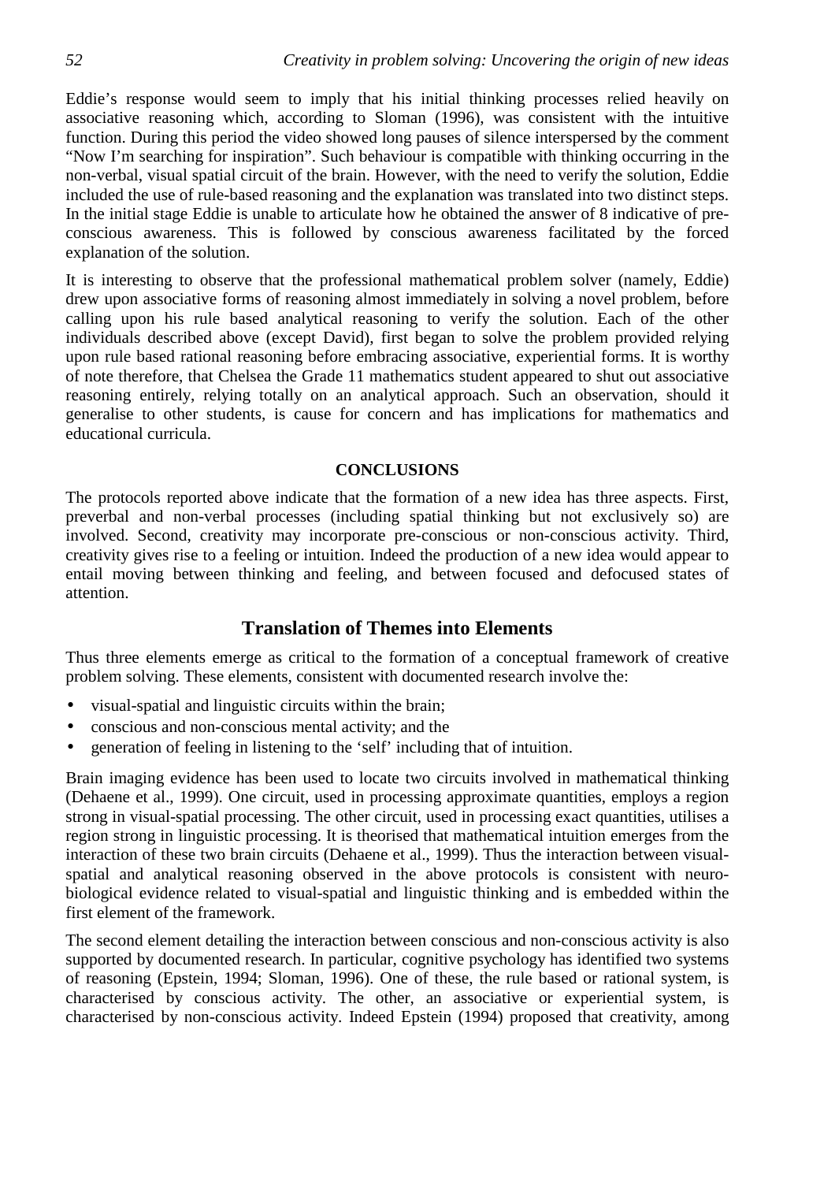Eddie's response would seem to imply that his initial thinking processes relied heavily on associative reasoning which, according to Sloman (1996), was consistent with the intuitive function. During this period the video showed long pauses of silence interspersed by the comment "Now I'm searching for inspiration". Such behaviour is compatible with thinking occurring in the non-verbal, visual spatial circuit of the brain. However, with the need to verify the solution, Eddie included the use of rule-based reasoning and the explanation was translated into two distinct steps. In the initial stage Eddie is unable to articulate how he obtained the answer of 8 indicative of pre-conscious awareness. This is followed by conscious awareness facilitated by the forced explanation of the solution.

It is interesting to observe that the professional mathematical problem solver (namely, Eddie) drew upon associative forms of reasoning almost immediately in solving a novel problem, before calling upon his rule based analytical reasoning to verify the solution. Each of the other individuals described above (except David), first began to solve the problem provided relying upon rule based rational reasoning before embracing associative, experiential forms. It is worthy of note therefore, that Chelsea the Grade 11 mathematics student appeared to shut out associative reasoning entirely, relying totally on an analytical approach. Such an observation, should it generalise to other students, is cause for concern and has implications for mathematics and educational curricula.

## CONCLUSIONS

The protocols reported above indicate that the formation of a new idea has three aspects. First, preverbal and non-verbal processes (including spatial thinking but not exclusively so) are involved. Second, creativity may incorporate pre-conscious or non-conscious activity. Third, creativity gives rise to a feeling or intuition. Indeed the production of a new idea would appear to entail moving between thinking and feeling, and between focused and defocused states of attention.

## Translation of Themes into Elements

Thus three elements emerge as critical to the formation of a conceptual framework of creative problem solving. These elements, consistent with documented research involve the:

- visual-spatial and linguistic circuits within the brain;
- conscious and non-conscious mental activity; and the
- generation of feeling in listening to the 'self' including that of intuition.

Brain imaging evidence has been used to locate two circuits involved in mathematical thinking (Dehaene et al., 1999). One circuit, used in processing approximate quantities, employs a region strong in visual-spatial processing. The other circuit, used in processing exact quantities, utilises a region strong in linguistic processing. It is theorised that mathematical intuition emerges from the interaction of these two brain circuits (Dehaene et al., 1999). Thus the interaction between visual-spatial and analytical reasoning observed in the above protocols is consistent with neuro-biological evidence related to visual-spatial and linguistic thinking and is embedded within the first element of the framework.

The second element detailing the interaction between conscious and non-conscious activity is also supported by documented research. In particular, cognitive psychology has identified two systems of reasoning (Epstein, 1994; Sloman, 1996). One of these, the rule based or rational system, is characterised by conscious activity. The other, an associative or experiential system, is characterised by non-conscious activity. Indeed Epstein (1994) proposed that creativity, among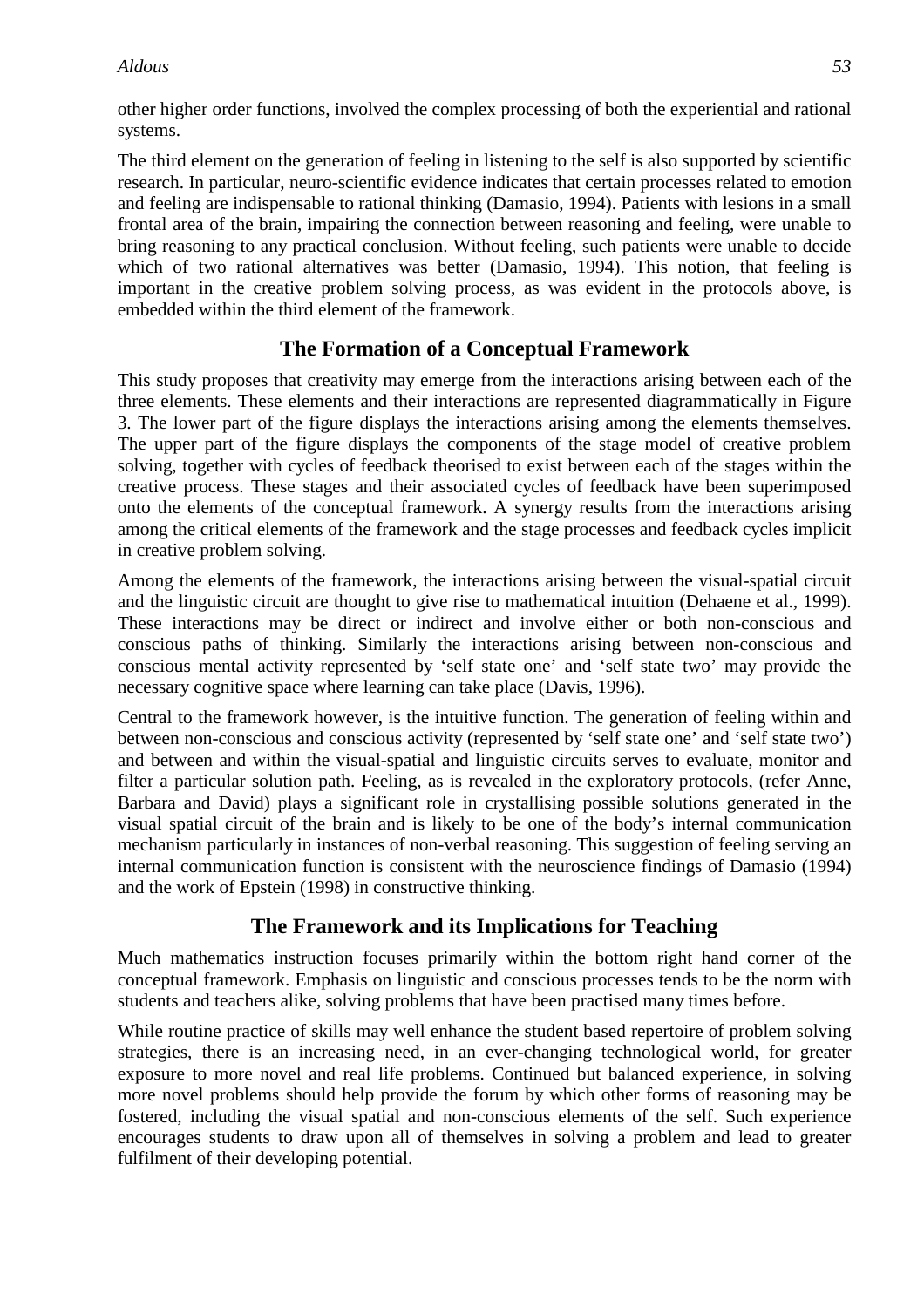other higher order functions, involved the complex processing of both the experiential and rational systems.

The third element on the generation of feeling in listening to the self is also supported by scientific research. In particular, neuro-scientific evidence indicates that certain processes related to emotion and feeling are indispensable to rational thinking (Damasio, 1994). Patients with lesions in a small frontal area of the brain, impairing the connection between reasoning and feeling, were unable to bring reasoning to any practical conclusion. Without feeling, such patients were unable to decide which of two rational alternatives was better (Damasio, 1994). This notion, that feeling is important in the creative problem solving process, as was evident in the protocols above, is embedded within the third element of the framework.

## The Formation of a Conceptual Framework

This study proposes that creativity may emerge from the interactions arising between each of the three elements. These elements and their interactions are represented diagrammatically in Figure 3. The lower part of the figure displays the interactions arising among the elements themselves. The upper part of the figure displays the components of the stage model of creative problem solving, together with cycles of feedback theorised to exist between each of the stages within the creative process. These stages and their associated cycles of feedback have been superimposed onto the elements of the conceptual framework. A synergy results from the interactions arising among the critical elements of the framework and the stage processes and feedback cycles implicit in creative problem solving.

Among the elements of the framework, the interactions arising between the visual-spatial circuit and the linguistic circuit are thought to give rise to mathematical intuition (Dehaene et al., 1999). These interactions may be direct or indirect and involve either or both non-conscious and conscious paths of thinking. Similarly the interactions arising between non-conscious and conscious mental activity represented by 'self state one' and 'self state two' may provide the necessary cognitive space where learning can take place (Davis, 1996).

Central to the framework however, is the intuitive function. The generation of feeling within and between non-conscious and conscious activity (represented by 'self state one' and 'self state two') and between and within the visual-spatial and linguistic circuits serves to evaluate, monitor and filter a particular solution path. Feeling, as is revealed in the exploratory protocols, (refer Anne, Barbara and David) plays a significant role in crystallising possible solutions generated in the visual spatial circuit of the brain and is likely to be one of the body's internal communication mechanism particularly in instances of non-verbal reasoning. This suggestion of feeling serving an internal communication function is consistent with the neuroscience findings of Damasio (1994) and the work of Epstein (1998) in constructive thinking.

## The Framework and its Implications for Teaching

Much mathematics instruction focuses primarily within the bottom right hand corner of the conceptual framework. Emphasis on linguistic and conscious processes tends to be the norm with students and teachers alike, solving problems that have been practised many times before.

While routine practice of skills may well enhance the student based repertoire of problem solving strategies, there is an increasing need, in an ever-changing technological world, for greater exposure to more novel and real life problems. Continued but balanced experience, in solving more novel problems should help provide the forum by which other forms of reasoning may be fostered, including the visual spatial and non-conscious elements of the self. Such experience encourages students to draw upon all of themselves in solving a problem and lead to greater fulfilment of their developing potential.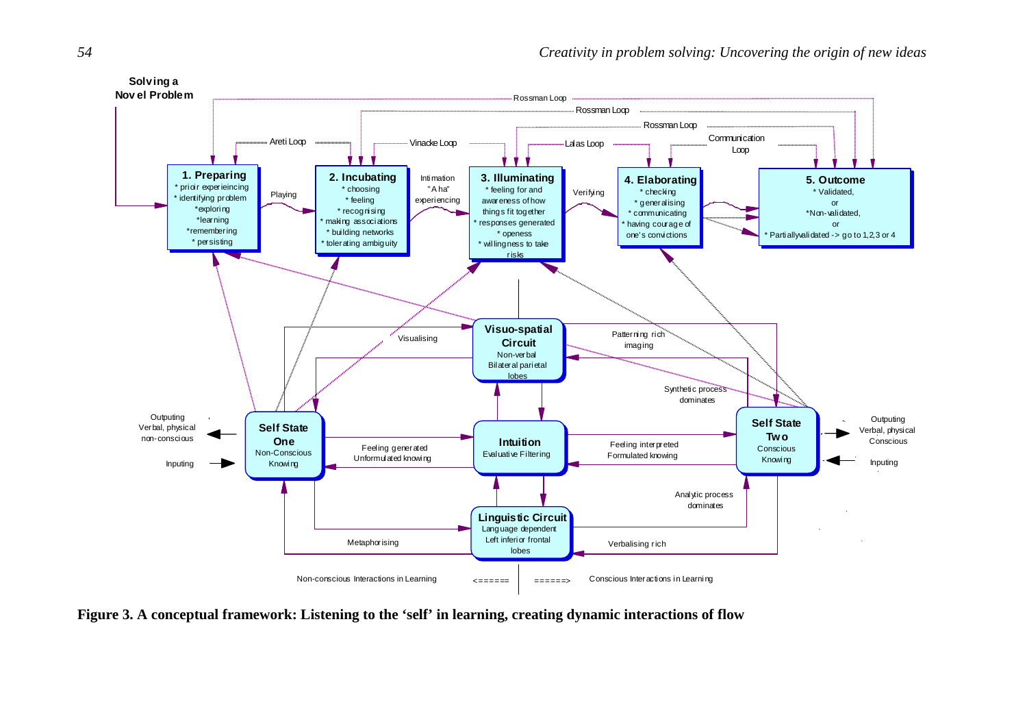**Solving a Novel Problem**

Rossman Loop

Rossman Loop

Rossman Loop

Areti Loop

Vinacke Loop

Lalas Loop

Communication Loop

**1. Preparing**
* prioir experieincing
* identifying problem
* exploring
* learning
* remembering
* persisting

Playing

**2. Incubating**
* choosing
* feeling
* recognising
* making associations
* building networks
* tolerating ambiguity

Intimation "A ha" experiencing

**3. Illuminating**
* feeling for and awareness of how things fit together
* responses generated
* openess
* willingness to take risks

Verifying

**4. Elaborating**
* checking
* generalising
* communicating
* having courage of one's convictions

**5. Outcome**
* Validated,
or
* Non-validated,
or
* Partially validated -> go to 1,2,3 or 4

**Visuo-spatial Circuit**
Non-verbal
Bilateral parietal lobes

Visualising

Patterning rich imaging

Synthetic process dominates

Outputing
Verbal, physical
non-conscious

Inputing

**Self State One**
Non-Conscious Knowing

Feeling generated
Unformulated knowing

**Intuition**
Evaluative Filtering

Feeling interpreted
Formulated knowing

**Self State Two**
Conscious Knowing

Outputing
Verbal, physical
Conscious

Inputing

Analytic process dominates

**Linguistic Circuit**
Language dependent
Left inferior frontal lobes

Metaphorising

Verbalising rich

Non-conscious Interactions in Learning <====== ======> Conscious Interactions in Learning

**Figure 3. A conceptual framework: Listening to the 'self' in learning, creating dynamic interactions of flow**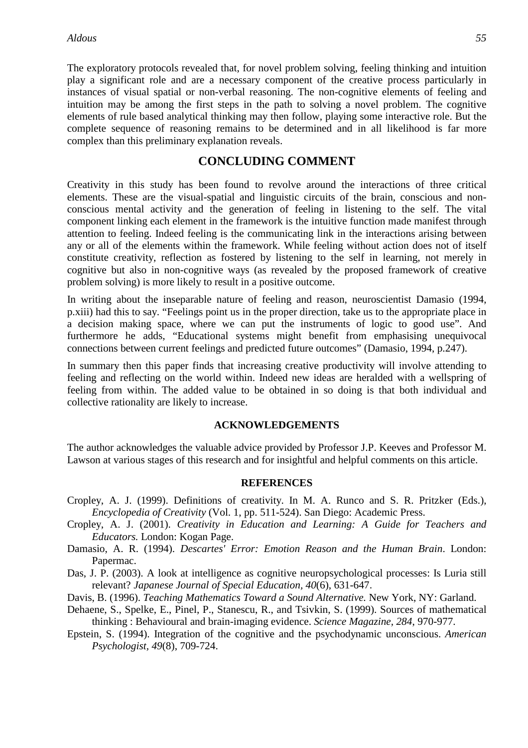The exploratory protocols revealed that, for novel problem solving, feeling thinking and intuition play a significant role and are a necessary component of the creative process particularly in instances of visual spatial or non-verbal reasoning. The non-cognitive elements of feeling and intuition may be among the first steps in the path to solving a novel problem. The cognitive elements of rule based analytical thinking may then follow, playing some interactive role. But the complete sequence of reasoning remains to be determined and in all likelihood is far more complex than this preliminary explanation reveals.

## CONCLUDING COMMENT

Creativity in this study has been found to revolve around the interactions of three critical elements. These are the visual-spatial and linguistic circuits of the brain, conscious and non-conscious mental activity and the generation of feeling in listening to the self. The vital component linking each element in the framework is the intuitive function made manifest through attention to feeling. Indeed feeling is the communicating link in the interactions arising between any or all of the elements within the framework. While feeling without action does not of itself constitute creativity, reflection as fostered by listening to the self in learning, not merely in cognitive but also in non-cognitive ways (as revealed by the proposed framework of creative problem solving) is more likely to result in a positive outcome.

In writing about the inseparable nature of feeling and reason, neuroscientist Damasio (1994, p.xiii) had this to say. “Feelings point us in the proper direction, take us to the appropriate place in a decision making space, where we can put the instruments of logic to good use”. And furthermore he adds, “Educational systems might benefit from emphasising unequivocal connections between current feelings and predicted future outcomes” (Damasio, 1994, p.247).

In summary then this paper finds that increasing creative productivity will involve attending to feeling and reflecting on the world within. Indeed new ideas are heralded with a wellspring of feeling from within. The added value to be obtained in so doing is that both individual and collective rationality are likely to increase.

### ACKNOWLEDGEMENTS

The author acknowledges the valuable advice provided by Professor J.P. Keeves and Professor M. Lawson at various stages of this research and for insightful and helpful comments on this article.

### REFERENCES

Cropley, A. J. (1999). Definitions of creativity. In M. A. Runco and S. R. Pritzker (Eds.), *Encyclopedia of Creativity* (Vol. 1, pp. 511-524). San Diego: Academic Press.

Cropley, A. J. (2001). *Creativity in Education and Learning: A Guide for Teachers and Educators.* London: Kogan Page.

Damasio, A. R. (1994). *Descartes' Error: Emotion Reason and the Human Brain*. London: Papermac.

Das, J. P. (2003). A look at intelligence as cognitive neuropsychological processes: Is Luria still relevant? *Japanese Journal of Special Education, 40*(6), 631-647.

Davis, B. (1996). *Teaching Mathematics Toward a Sound Alternative.* New York, NY: Garland.

Dehaene, S., Spelke, E., Pinel, P., Stanescu, R., and Tsivkin, S. (1999). Sources of mathematical thinking : Behavioural and brain-imaging evidence. *Science Magazine, 284*, 970-977.

Epstein, S. (1994). Integration of the cognitive and the psychodynamic unconscious. *American Psychologist, 49*(8), 709-724.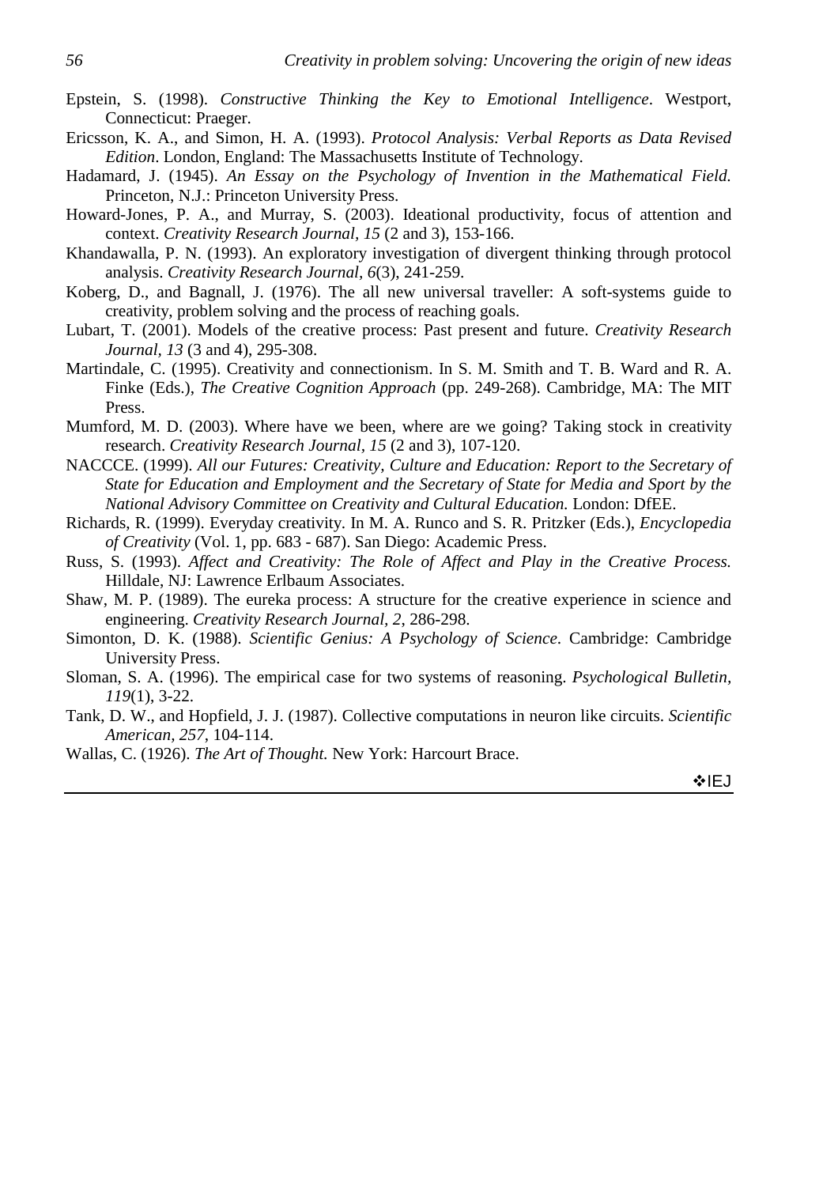Epstein, S. (1998). *Constructive Thinking the Key to Emotional Intelligence*. Westport, Connecticut: Praeger.

Ericsson, K. A., and Simon, H. A. (1993). *Protocol Analysis: Verbal Reports as Data Revised Edition*. London, England: The Massachusetts Institute of Technology.

Hadamard, J. (1945). *An Essay on the Psychology of Invention in the Mathematical Field.* Princeton, N.J.: Princeton University Press.

Howard-Jones, P. A., and Murray, S. (2003). Ideational productivity, focus of attention and context. *Creativity Research Journal*, *15* (2 and 3), 153-166.

Khandawalla, P. N. (1993). An exploratory investigation of divergent thinking through protocol analysis. *Creativity Research Journal, 6*(3), 241-259.

Koberg, D., and Bagnall, J. (1976). The all new universal traveller: A soft-systems guide to creativity, problem solving and the process of reaching goals.

Lubart, T. (2001). Models of the creative process: Past present and future. *Creativity Research Journal*, *13* (3 and 4), 295-308.

Martindale, C. (1995). Creativity and connectionism. In S. M. Smith and T. B. Ward and R. A. Finke (Eds.), *The Creative Cognition Approach* (pp. 249-268). Cambridge, MA: The MIT Press.

Mumford, M. D. (2003). Where have we been, where are we going? Taking stock in creativity research. *Creativity Research Journal*, *15* (2 and 3), 107-120.

NACCCE. (1999). *All our Futures: Creativity, Culture and Education: Report to the Secretary of State for Education and Employment and the Secretary of State for Media and Sport by the National Advisory Committee on Creativity and Cultural Education.* London: DfEE.

Richards, R. (1999). Everyday creativity. In M. A. Runco and S. R. Pritzker (Eds.), *Encyclopedia of Creativity* (Vol. 1, pp. 683 - 687). San Diego: Academic Press.

Russ, S. (1993). *Affect and Creativity: The Role of Affect and Play in the Creative Process.* Hilldale, NJ: Lawrence Erlbaum Associates.

Shaw, M. P. (1989). The eureka process: A structure for the creative experience in science and engineering. *Creativity Research Journal*, *2*, 286-298.

Simonton, D. K. (1988). *Scientific Genius: A Psychology of Science*. Cambridge: Cambridge University Press.

Sloman, S. A. (1996). The empirical case for two systems of reasoning. *Psychological Bulletin, 119*(1), 3-22.

Tank, D. W., and Hopfield, J. J. (1987). Collective computations in neuron like circuits. *Scientific American, 257*, 104-114.

Wallas, C. (1926). *The Art of Thought.* New York: Harcourt Brace.

❖IEJ